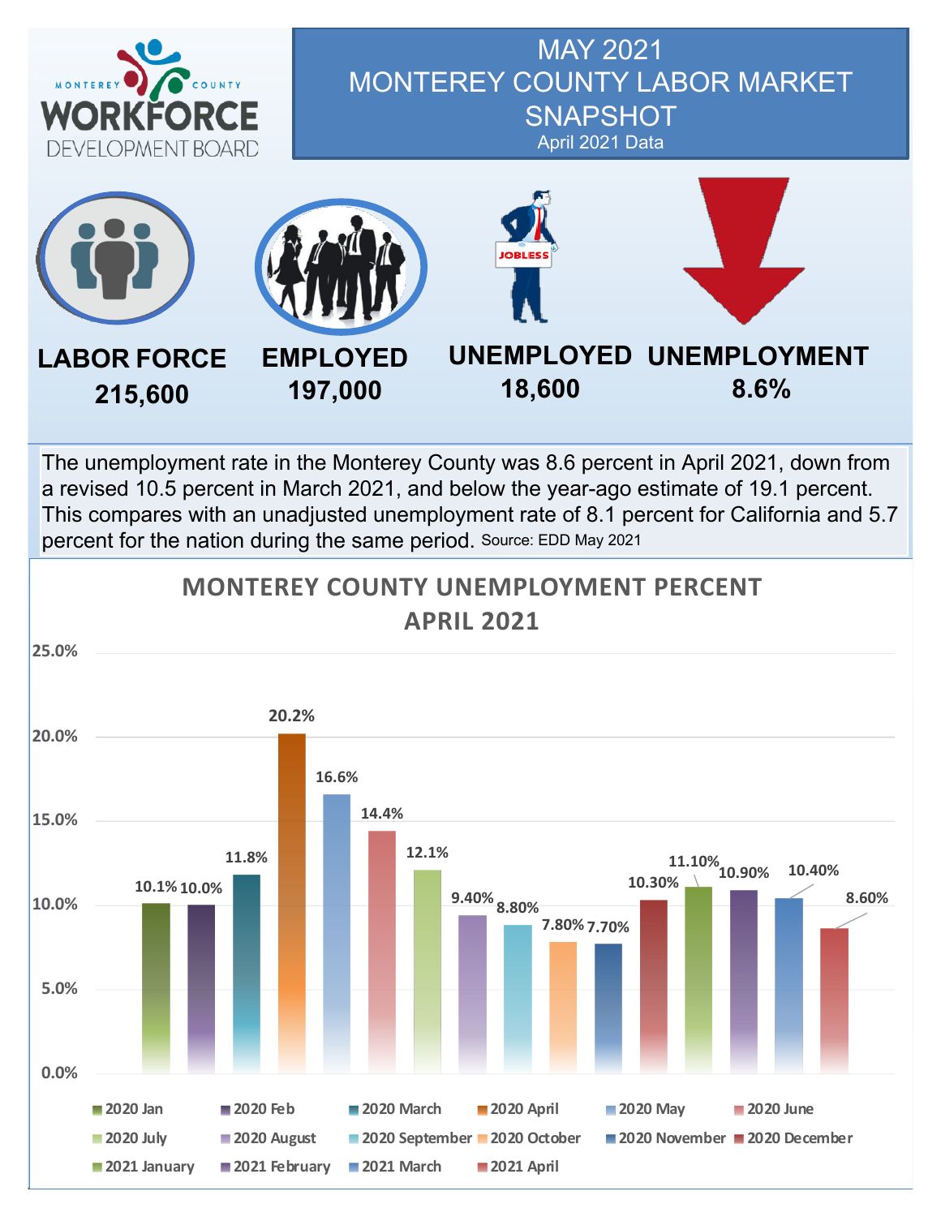MONTEREY COUNTY **WORKFORCE** DEVELOPMENT BOARD

# MAY 2021 MONTEREY COUNTY LABOR MARKET SNAPSHOT

April 2021 Data

| LABOR FORCE | EMPLOYED | UNEMPLOYED | UNEMPLOYMENT |
|---|---|---|---|
| 215,600 | 197,000 | 18,600 | 8.6% |

The unemployment rate in the Monterey County was 8.6 percent in April 2021, down from a revised 10.5 percent in March 2021, and below the year-ago estimate of 19.1 percent. This compares with an unadjusted unemployment rate of 8.1 percent for California and 5.7 percent for the nation during the same period. Source: EDD May 2021

## MONTEREY COUNTY UNEMPLOYMENT PERCENT APRIL 2021

| Month | Unemployment Percent |
|---|---|
| 2020 Jan | 10.1% |
| 2020 Feb | 10.0% |
| 2020 March | 11.8% |
| 2020 April | 20.2% |
| 2020 May | 16.6% |
| 2020 June | 14.4% |
| 2020 July | 12.1% |
| 2020 August | 9.40% |
| 2020 September | 8.80% |
| 2020 October | 7.80% |
| 2020 November | 7.70% |
| 2020 December | 10.30% |
| 2021 January | 11.10% |
| 2021 February | 10.90% |
| 2021 March | 10.40% |
| 2021 April | 8.60% |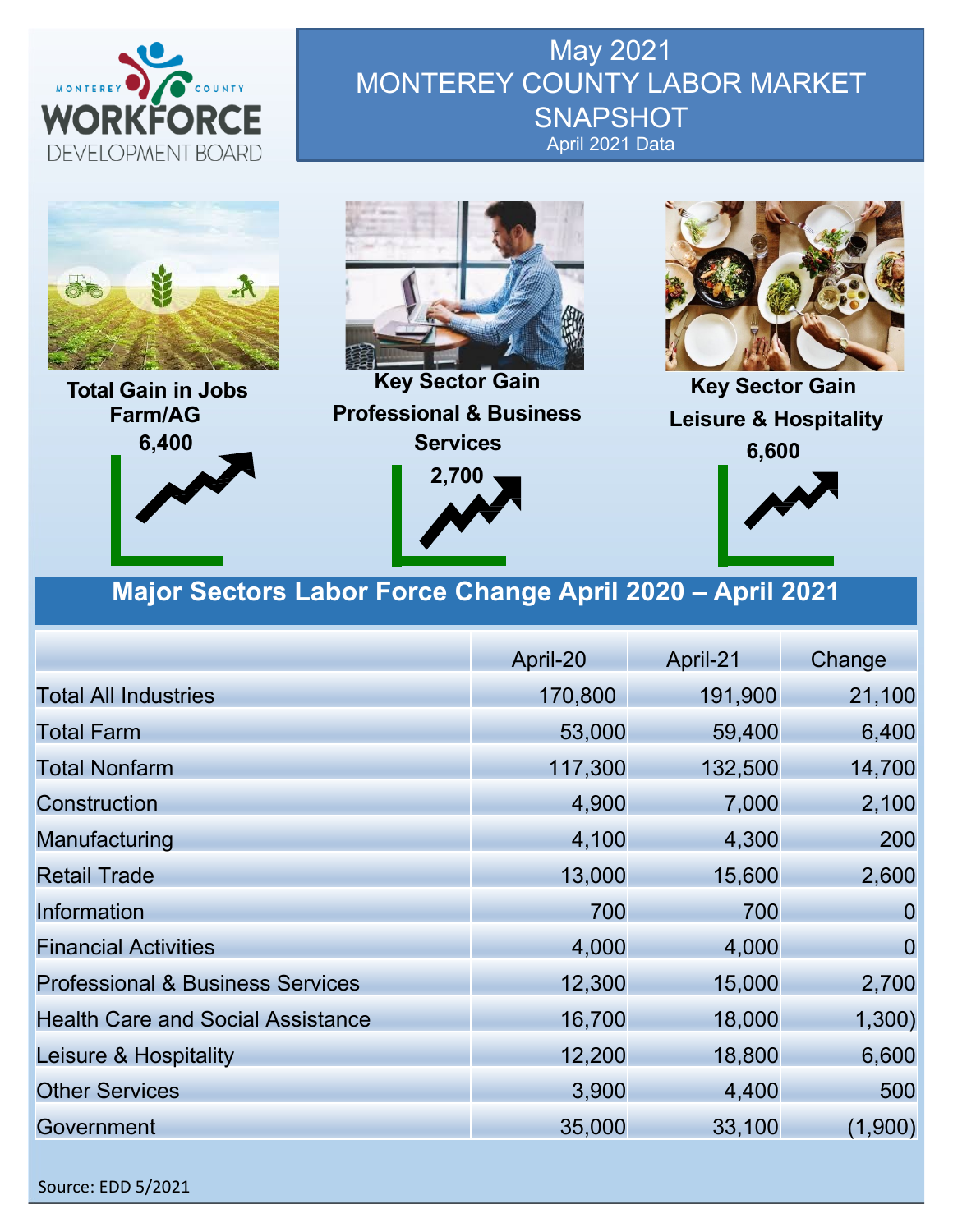MONTEREY COUNTY WORKFORCE DEVELOPMENT BOARD

# May 2021 MONTEREY COUNTY LABOR MARKET SNAPSHOT

April 2021 Data

**Total Gain in Jobs Farm/AG**
**6,400**

**Key Sector Gain Professional & Business Services**
**2,700**

**Key Sector Gain Leisure & Hospitality**
**6,600**

## Major Sectors Labor Force Change April 2020 – April 2021

| | April-20 | April-21 | Change |
|---|---|---|---|
| Total All Industries | 170,800 | 191,900 | 21,100 |
| Total Farm | 53,000 | 59,400 | 6,400 |
| Total Nonfarm | 117,300 | 132,500 | 14,700 |
| Construction | 4,900 | 7,000 | 2,100 |
| Manufacturing | 4,100 | 4,300 | 200 |
| Retail Trade | 13,000 | 15,600 | 2,600 |
| Information | 700 | 700 | 0 |
| Financial Activities | 4,000 | 4,000 | 0 |
| Professional & Business Services | 12,300 | 15,000 | 2,700 |
| Health Care and Social Assistance | 16,700 | 18,000 | 1,300) |
| Leisure & Hospitality | 12,200 | 18,800 | 6,600 |
| Other Services | 3,900 | 4,400 | 500 |
| Government | 35,000 | 33,100 | (1,900) |

Source: EDD 5/2021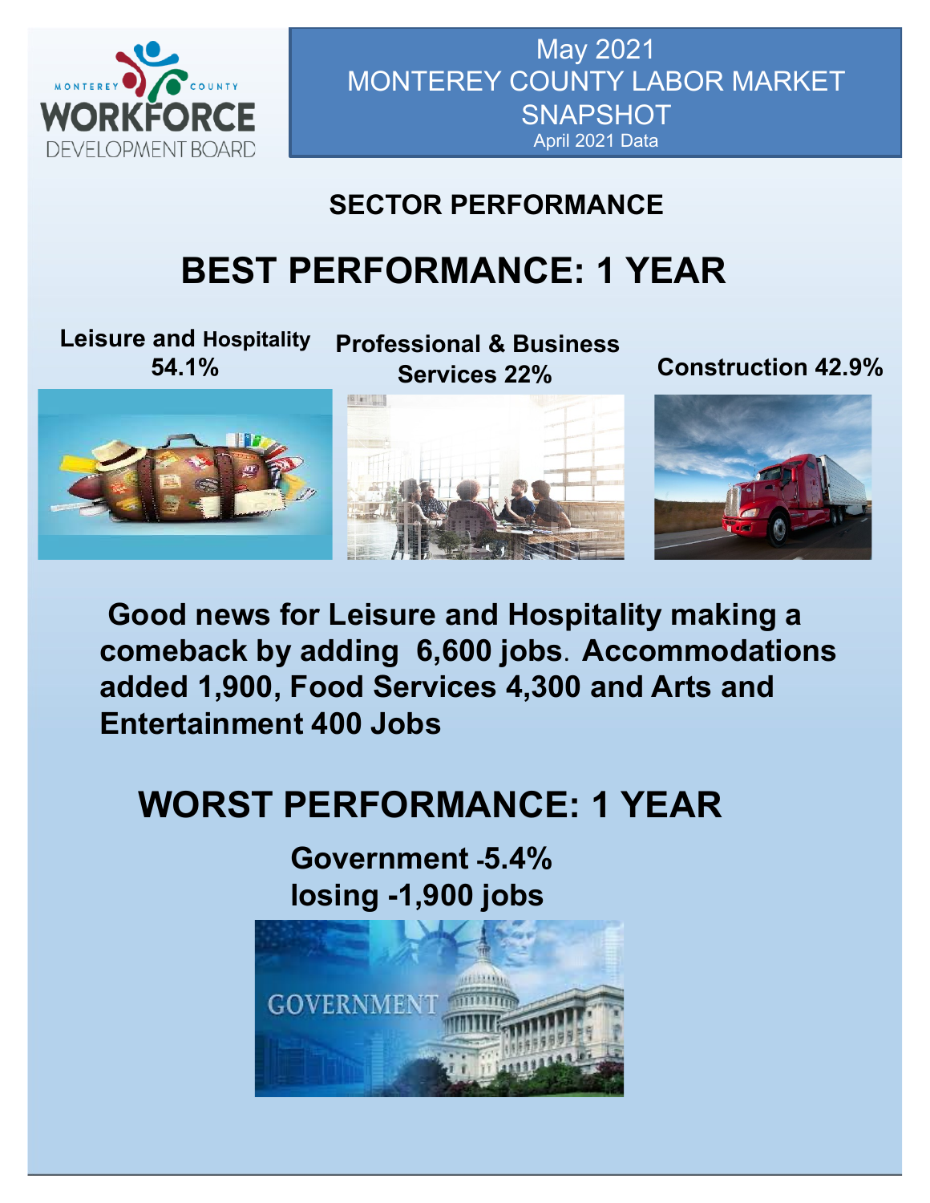May 2021
MONTEREY COUNTY LABOR MARKET SNAPSHOT
April 2021 Data

## SECTOR PERFORMANCE

# BEST PERFORMANCE: 1 YEAR

**Leisure and Hospitality 54.1%**

**Professional & Business Services 22%**

**Construction 42.9%**

**Good news for Leisure and Hospitality making a comeback by adding 6,600 jobs. Accommodations added 1,900, Food Services 4,300 and Arts and Entertainment 400 Jobs**

# WORST PERFORMANCE: 1 YEAR

**Government -5.4%**
**losing -1,900 jobs**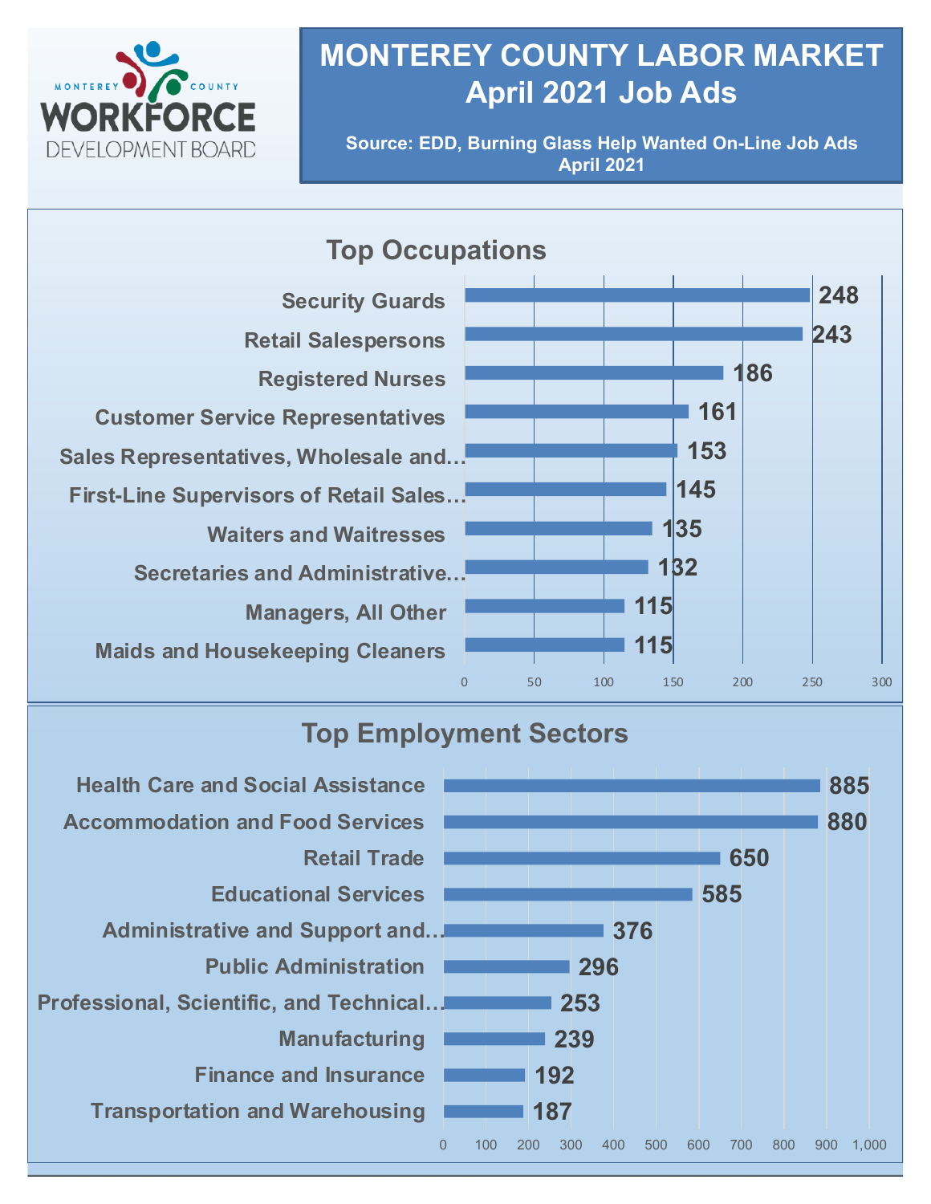# MONTEREY COUNTY LABOR MARKET
# April 2021 Job Ads

**Source: EDD, Burning Glass Help Wanted On-Line Job Ads**
**April 2021**

## Top Occupations

| Occupation | Job Ads |
|---|---|
| Security Guards | 248 |
| Retail Salespersons | 243 |
| Registered Nurses | 186 |
| Customer Service Representatives | 161 |
| Sales Representatives, Wholesale and… | 153 |
| First-Line Supervisors of Retail Sales… | 145 |
| Waiters and Waitresses | 135 |
| Secretaries and Administrative… | 132 |
| Managers, All Other | 115 |
| Maids and Housekeeping Cleaners | 115 |

## Top Employment Sectors

| Sector | Job Ads |
|---|---|
| Health Care and Social Assistance | 885 |
| Accommodation and Food Services | 880 |
| Retail Trade | 650 |
| Educational Services | 585 |
| Administrative and Support and… | 376 |
| Public Administration | 296 |
| Professional, Scientific, and Technical… | 253 |
| Manufacturing | 239 |
| Finance and Insurance | 192 |
| Transportation and Warehousing | 187 |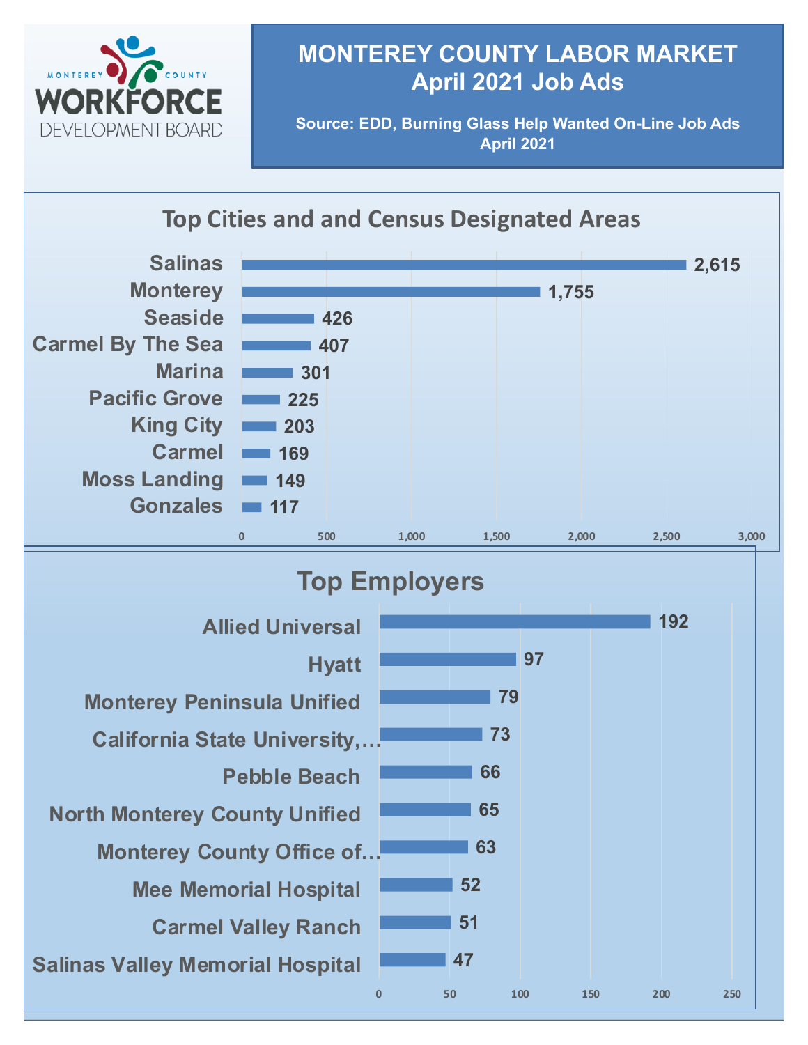MONTEREY COUNTY WORKFORCE DEVELOPMENT BOARD

# MONTEREY COUNTY LABOR MARKET
# April 2021 Job Ads

**Source: EDD, Burning Glass Help Wanted On-Line Job Ads April 2021**

## Top Cities and and Census Designated Areas

| City | Job Ads |
|---|---|
| Salinas | 2,615 |
| Monterey | 1,755 |
| Seaside | 426 |
| Carmel By The Sea | 407 |
| Marina | 301 |
| Pacific Grove | 225 |
| King City | 203 |
| Carmel | 169 |
| Moss Landing | 149 |
| Gonzales | 117 |

## Top Employers

| Employer | Job Ads |
|---|---|
| Allied Universal | 192 |
| Hyatt | 97 |
| Monterey Peninsula Unified | 79 |
| California State University,… | 73 |
| Pebble Beach | 66 |
| North Monterey County Unified | 65 |
| Monterey County Office of… | 63 |
| Mee Memorial Hospital | 52 |
| Carmel Valley Ranch | 51 |
| Salinas Valley Memorial Hospital | 47 |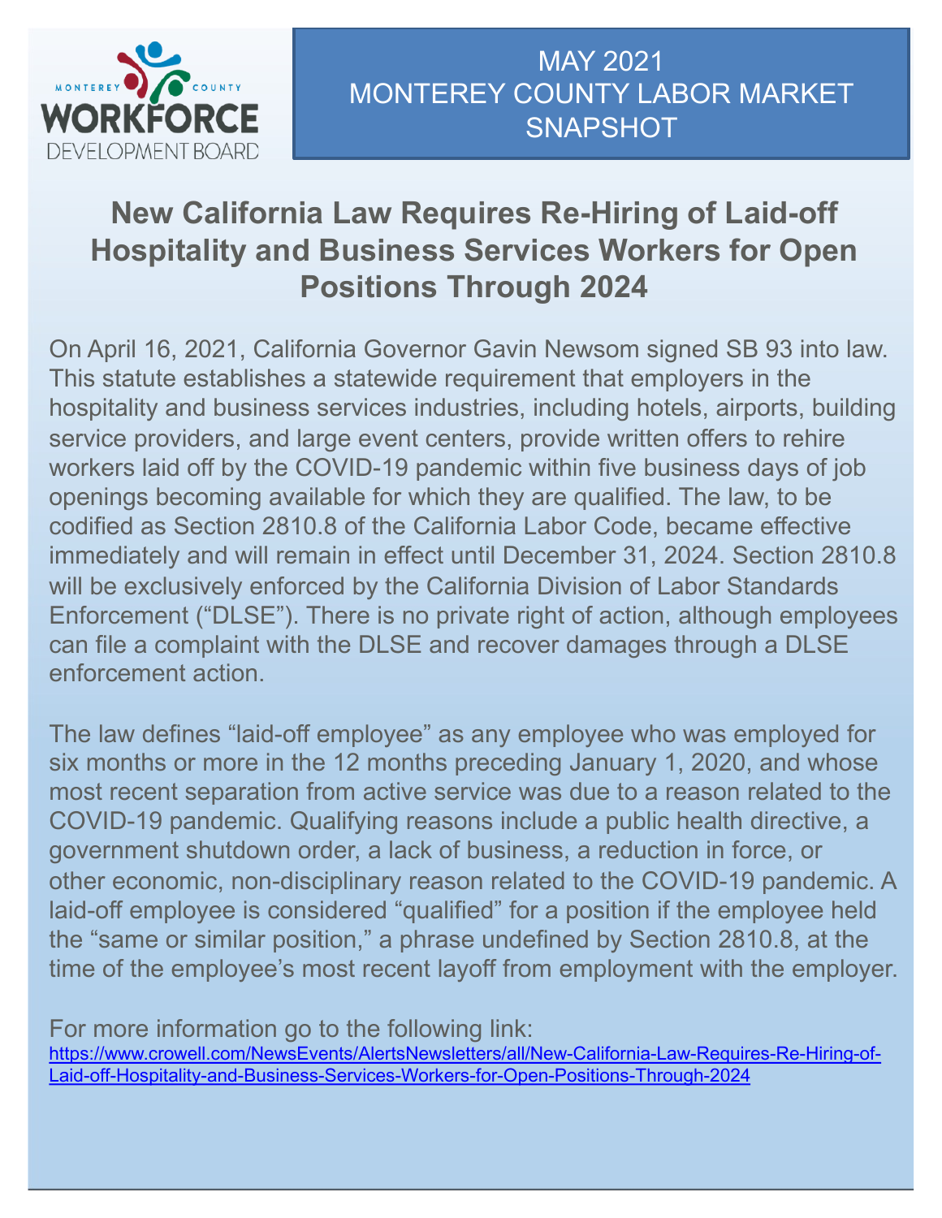MONTEREY COUNTY WORKFORCE DEVELOPMENT BOARD

MAY 2021
MONTEREY COUNTY LABOR MARKET SNAPSHOT

# New California Law Requires Re-Hiring of Laid-off Hospitality and Business Services Workers for Open Positions Through 2024

On April 16, 2021, California Governor Gavin Newsom signed SB 93 into law. This statute establishes a statewide requirement that employers in the hospitality and business services industries, including hotels, airports, building service providers, and large event centers, provide written offers to rehire workers laid off by the COVID-19 pandemic within five business days of job openings becoming available for which they are qualified. The law, to be codified as Section 2810.8 of the California Labor Code, became effective immediately and will remain in effect until December 31, 2024. Section 2810.8 will be exclusively enforced by the California Division of Labor Standards Enforcement ("DLSE"). There is no private right of action, although employees can file a complaint with the DLSE and recover damages through a DLSE enforcement action.

The law defines "laid-off employee" as any employee who was employed for six months or more in the 12 months preceding January 1, 2020, and whose most recent separation from active service was due to a reason related to the COVID-19 pandemic. Qualifying reasons include a public health directive, a government shutdown order, a lack of business, a reduction in force, or other economic, non-disciplinary reason related to the COVID-19 pandemic. A laid-off employee is considered "qualified" for a position if the employee held the "same or similar position," a phrase undefined by Section 2810.8, at the time of the employee's most recent layoff from employment with the employer.

For more information go to the following link:
https://www.crowell.com/NewsEvents/AlertsNewsletters/all/New-California-Law-Requires-Re-Hiring-of-Laid-off-Hospitality-and-Business-Services-Workers-for-Open-Positions-Through-2024